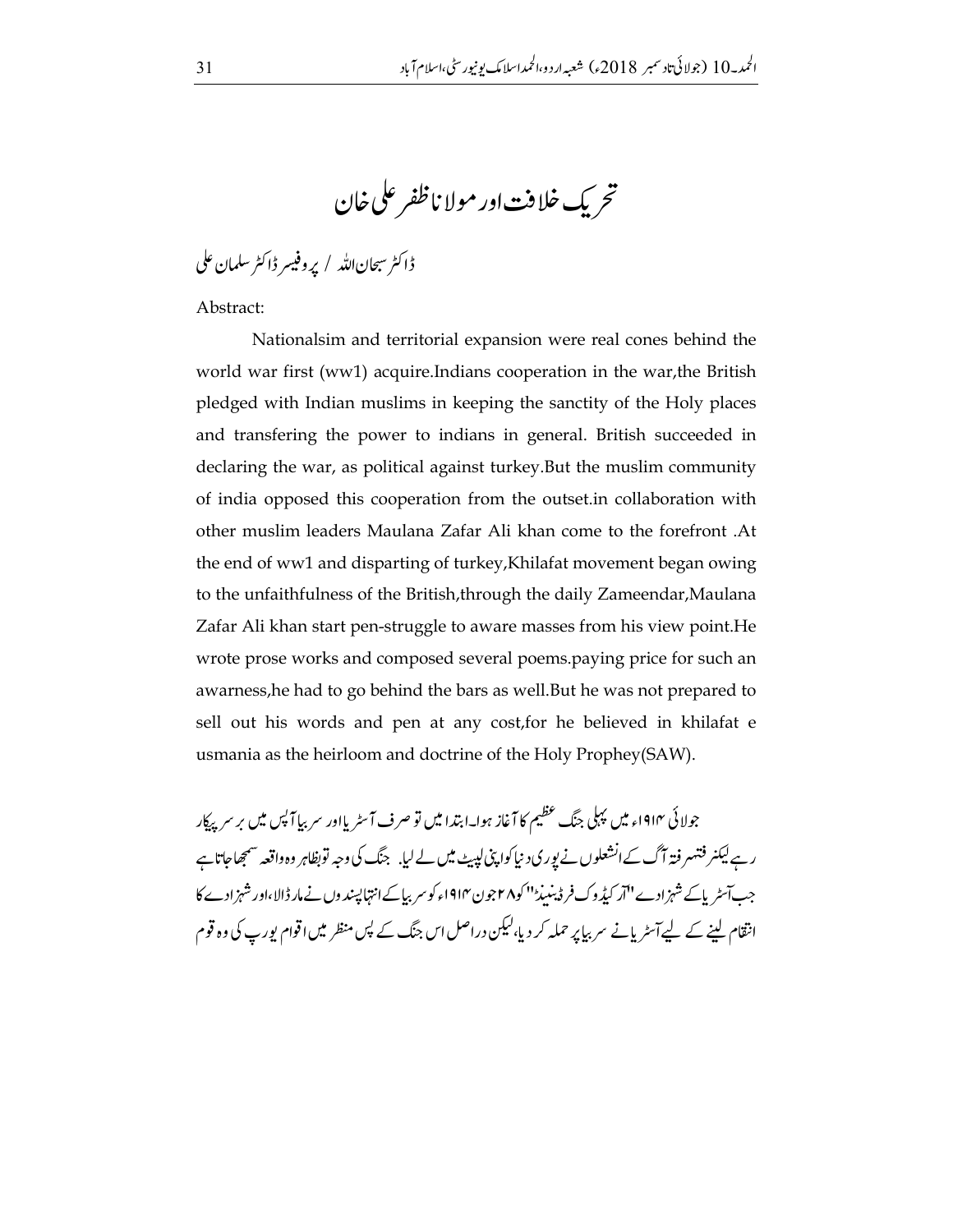# تحریک خلافت اور مولانا ظفر علی خان

ڈاکٹر سبحان اللہ / پروفیسر ڈاکٹر سلمان علی

Abstract:

Nationalsim and territorial expansion were real cones behind the world war first (ww1) acquire.Indians cooperation in the war,the British pledged with Indian muslims in keeping the sanctity of the Holy places and transfering the power to indians in general. British succeeded in declaring the war, as political against turkey.But the muslim community of india opposed this cooperation from the outset.in collaboration with other muslim leaders Maulana Zafar Ali khan come to the forefront .At the end of ww1 and disparting of turkey,Khilafat movement began owing to the unfaithfulness of the British,through the daily Zameendar,Maulana Zafar Ali khan start pen-struggle to aware masses from his view point.He wrote prose works and composed several poems.paying price for such an awarness,he had to go behind the bars as well.But he was not prepared to sell out his words and pen at any cost,for he believed in khilafat e usmania as the heirloom and doctrine of the Holy Prophey(SAW).

جولائی ۱۹۱۴ء میں پہلی جنگ عظیم کا آغاز ہوا۔ابتدا میں تو صرف آسٹریا اور سربیا آپس میں برسرپیکار رہے لیکن فتنہ رفتہ آگ کے انشعلوں نے پوری دنیا کو اپنی لپیٹ میں لے لیا. جنگ کی وجہ توبظاہر وہ واقعہ سمجھا جاتا ہے جب آسٹریا کے شہزادے "آرکیڈوک فرڈیننڈ" کو ۲۸ جون ۱۹۱۴ء کو سربیا کے انتہاپسندوں نے مار ڈالا،اور شہزادے کا انتقام لینے کے لیے آسٹریا نے سربیا پر حملہ کر دیا، لیکن دراصل اس جنگ کے پس منظر میں اقوام یورپ کی وہ قوم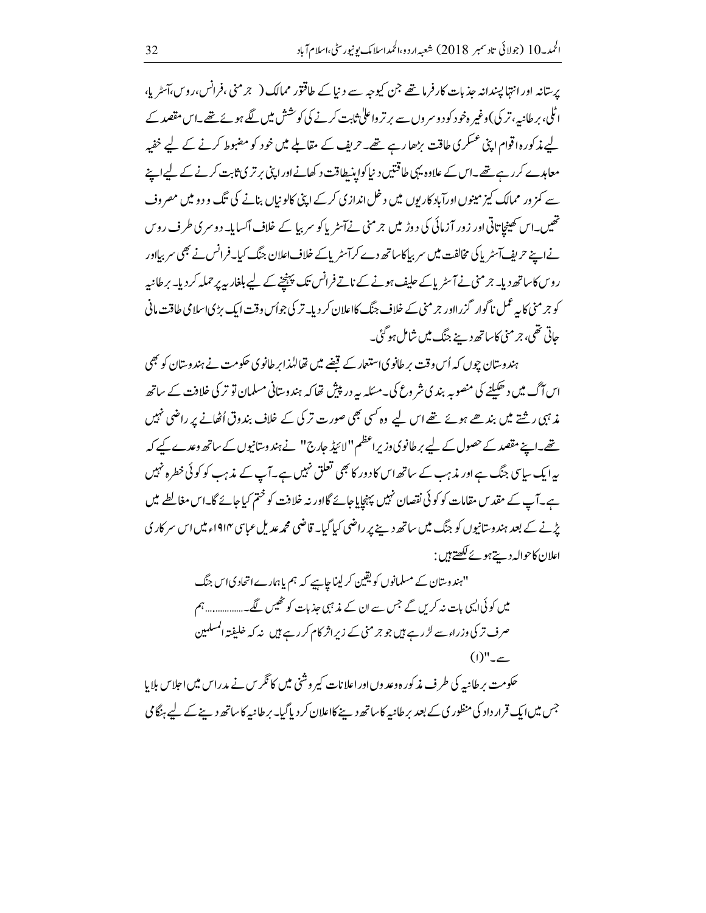پرستانہ اور انتہا پسندانہ جذبات کارفرما تھے جن کیوجہ سے دنیا کے طاقتور ممالک ( جرمنی ،فرانس، روس،آسٹریا، اٹلی، برطانیہ، ترکی) وغیرہ خود کو دوسروں سے برتر و اعلیٰ ثابت کرنے کی کوشش میں لگے ہوئے تھے۔اس مقصد کے لیے مذکورہ اقوام اپنی عسکری طاقت بڑھا رہے تھے۔حریف کے مقابلے میں خود کو مضبوط کرنے کے لیے خفیہ معاہدے کر رہے تھے۔اس کے علاوہ یہی طاقتیں دنیا کو اپنی طاقت دکھانے اور اپنی برتری ثابت کرنے کے لیے اپنے سے کمزور ممالک کیزمینوں اور آبادکاریوں میں دخل اندازی کر کے اپنی کالونیاں بنانے کی تگ و دو میں مصروف تھیں۔اس کھینچا تانی اور زور آزمائی کی دوڑ میں جرمنی نے آسٹریا کو سربیا کے خلاف اُکسایا۔ دوسری طرف روس نے اپنے حریف آسٹریا کی مخالفت میں سربیا کا ساتھ دے کر آسٹریا کے خلاف اعلان جنگ کیا۔فرانس نے بھی سربیا اور روس کا ساتھ دیا۔ جرمنی نے آسٹریا کے حلیف ہونے کے ناتے فرانس تک پہنچنے کے لیے بلغاریہ پر حملہ کر دیا۔ برطانیہ کو جرمنی کا یہ عمل ناگوار گزرا اور جرمنی کے خلاف جنگ کا اعلان کر دیا۔ ترکی جو اُس وقت ایک بڑی اسلامی طاقت مانی جاتی تھی، جرمنی کا ساتھ دینے جنگ میں شامل ہو گئی۔

ہندوستان چوں کہ اُس وقت برطانوی استعمار کے قبضے میں تھا لہٰذا برطانوی حکومت نے ہندوستان کو بھی اس آگ میں دھکیلنے کی منصوبہ بندی شروع کی۔مسئلہ یہ درپیش تھا کہ ہندوستانی مسلمان تو ترکی خلافت کے ساتھ مذہبی رشتے میں بندھے ہوئے تھے اس لیے وہ کسی بھی صورت ترکی کے خلاف بندوق اُٹھانے پر راضی نہیں تھے۔اپنے مقصد کے حصول کے لیے برطانوی وزیر اعظم "لائیڈ جارج" نے ہندوستانیوں کے ساتھ وعدے کیے کہ یہ ایک سیاسی جنگ ہے اور مذہب کے ساتھ اس کا دور کا بھی تعلق نہیں ہے۔آپ کے مذہب کو کوئی خطرہ نہیں ہے۔آپ کے مقدس مقامات کو کوئی نقصان نہیں پہنچایا جائے گا اور نہ خلافت کو ختم کیا جائے گا۔اس مغالطے میں پڑنے کے بعد ہندوستانیوں کو جنگ میں ساتھ دینے پر راضی کیا گیا۔ قاضی محمد عدیل عباسی ۱۹۱۴ء میں اس سرکاری اعلان کا حوالہ دیتے ہوئے لکھتے ہیں:

> "ہندوستان کے مسلمانوں کو یقین کر لینا چاہیے کہ ہم یا ہمارے اتحادی اس جنگ میں کوئی ایسی بات نہ کریں گے جس سے ان کے مذہبی جذبات کو ٹھیس لگے۔..............ہم صرف ترکی وزراء سے لڑ رہے ہیں جو جرمنی کے زیر اثر کام کر رہے ہیں نہ کہ خلیفۃ المسلمین سے۔"(۱)

حکومت برطانیہ کی طرف مذکورہ وعدوں اور اعلانات کی روشنی میں کانگرس نے مدراس میں اجلاس بلایا جس میں ایک قرارداد کی منظوری کے بعد برطانیہ کا ساتھ دینے کا اعلان کر دیا گیا۔ برطانیہ کا ساتھ دینے کے لیے ہنگامی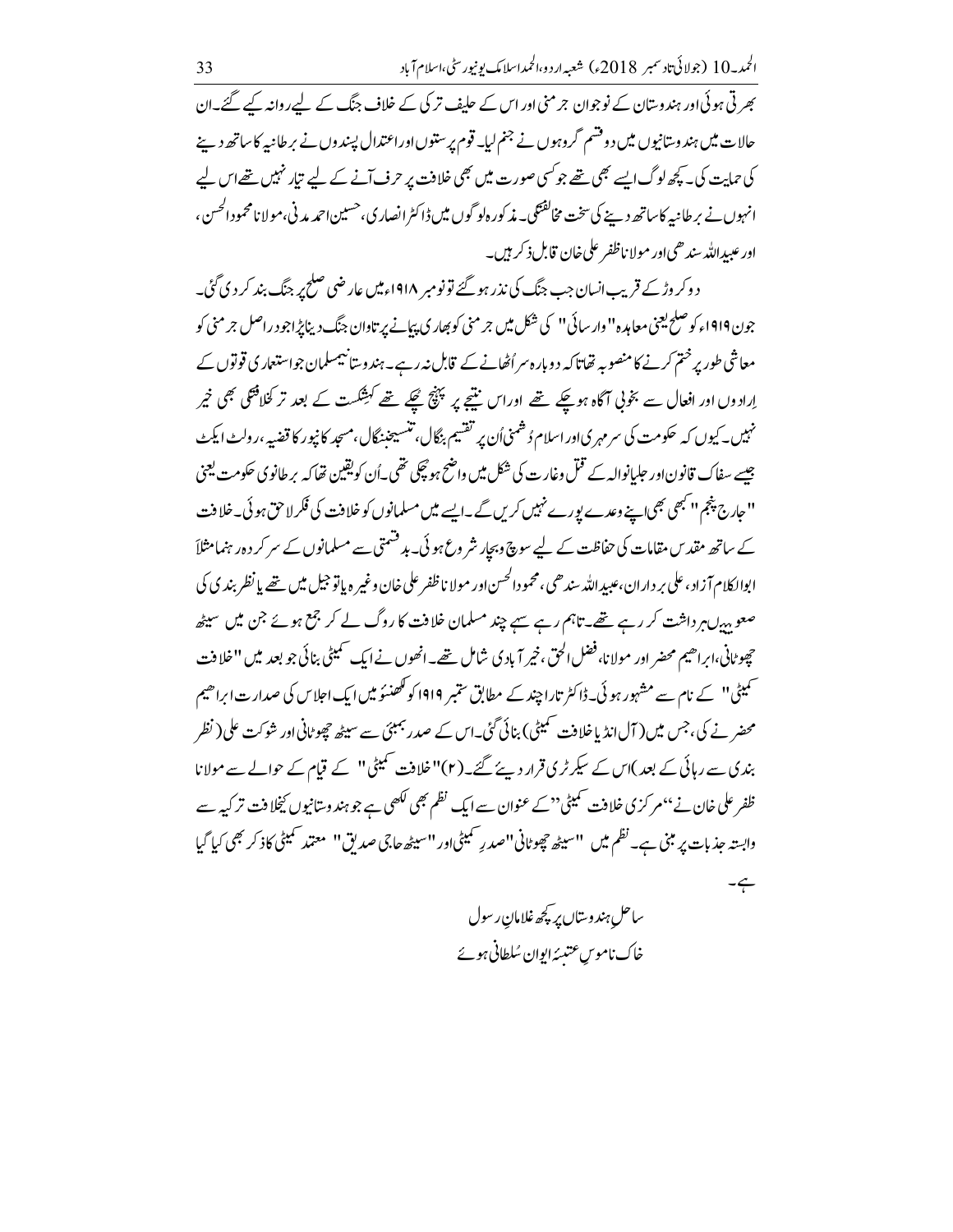بھرتی ہوئی اور ہندوستان کے نوجوان جرمنی اور اس کے حلیف ترکی کے خلاف جنگ کے لیے روانہ کیے گئے۔ان حالات میں ہندوستانیوں میں دو قسم گروہوں نے جنم لیا۔ قوم پرستوں اور اعتدال پسندوں نے برطانیہ کا ساتھ دینے کی حمایت کی۔ کچھ لوگ ایسے بھی تھے جو کسی صورت میں بھی خلافت پر حرف آنے کے لیے تیار نہیں تھے اس لیے انہوں نے برطانیہ کا ساتھ دینے کی سخت مخالفت کی۔ مذکورہ لوگوں میں ڈاکٹر انصاری، حسین احمد مدنی، مولانا محمود الحسن، اور عبیداللہ سندھی اور مولانا ظفر علی خان قابل ذکر ہیں۔

دو کروڑ کے قریب انسان جب جنگ کی نذر ہو گئے تو نومبر ۱۹۱۸ء میں عارضی صلح پر جنگ بند کر دی گئی۔ جون ۱۹۱۹ء کو صلح یعنی معاہدہ "وارسائی" کی شکل میں جرمنی کو بھاری پیمانے پر تاوان جنگ دینا پڑا جو دراصل جرمنی کو معاشی طور پر ختم کرنے کا منصوبہ تھا تا کہ دوبارہ سر اُٹھانے کے قابل نہ رہے۔ ہندوستانی مسلمان جو استعماری قوتوں کے اِرادوں اور افعال سے بخوبی آگاہ ہو چکے تھے اور اس نتیجے پر پہنچ چکے تھے کہ شکست کے بعد ترکی خلافت کی بھی خیر نہیں۔ کیوں کہ حکومت کی سرمہری اور اسلام دُشمنی اُن پر تقسیم بنگال، تنسیخ بنگال، مسجد کانپور کا قضیہ، رولٹ ایکٹ جیسے سفاک قانون اور جلیانوالہ کے قتل وغارت کی شکل میں واضح ہو چکی تھی۔ اُن کو یقین تھا کہ برطانوی حکومت یعنی "جارج پنجم" کبھی بھی اپنے وعدے پورے نہیں کریں گے۔ ایسے میں مسلمانوں کو خلافت کی فکر لاحق ہوئی۔ خلافت کے ساتھ مقدس مقامات کی حفاظت کے لیے سوچ و بچار شروع ہوئی۔ بدقسمتی سے مسلمانوں کے سرکردہ رہنما مثلاً ابوالکلام آزاد، علی برادران، عبیداللہ سندھی، محمود الحسن اور مولانا ظفر علی خان وغیرہ یا تو جیل میں تھے یا نظر بندی کی صعوبیں برداشت کر رہے تھے۔ تاہم رہے سہے چند مسلمان خلافت کا روگ لے کر جمع ہوئے جن میں سیٹھ چھوٹانی، ابراھیم محضر اور مولانا، فضل الحق، خیر آبادی شامل تھے۔ انھوں نے ایک کمیٹی بنائی جو بعد میں "خلافت کمیٹی" کے نام سے مشہور ہوئی۔ ڈاکٹر تاراچند کے مطابق ستمبر ۱۹۱۹ کو لکھنؤ میں ایک اجلاس کی صدارت ابراھیم محضر نے کی، جس میں (آل انڈیا خلافت کمیٹی) بنائی گئی۔ اس کے صدر بمبئی سے سیٹھ چھوٹانی اور شوکت علی (نظر بندی سے رہائی کے بعد) اس کے سیکرٹری قرار دیئے گئے۔ (۲) "خلافت کمیٹی" کے قیام کے حوالے سے مولانا ظفر علی خان نے "مرکزی خلافت کمیٹی" کے عنوان سے ایک نظم بھی لکھی ہے جو ہندوستانیوں کی خلافت تحریک سے وابستہ جذبات پر مبنی ہے۔ نظم میں "سیٹھ چھوٹانی" صدرِ کمیٹی اور "سیٹھ حاجی صدیق" معتمد کمیٹی کا ذکر بھی کیا گیا ہے۔

ساحلِ ہندوستاں پر کچھ غلامانِ رسول
خاک ناموسِ عتبۂ ایوان سُلطانی ہوئے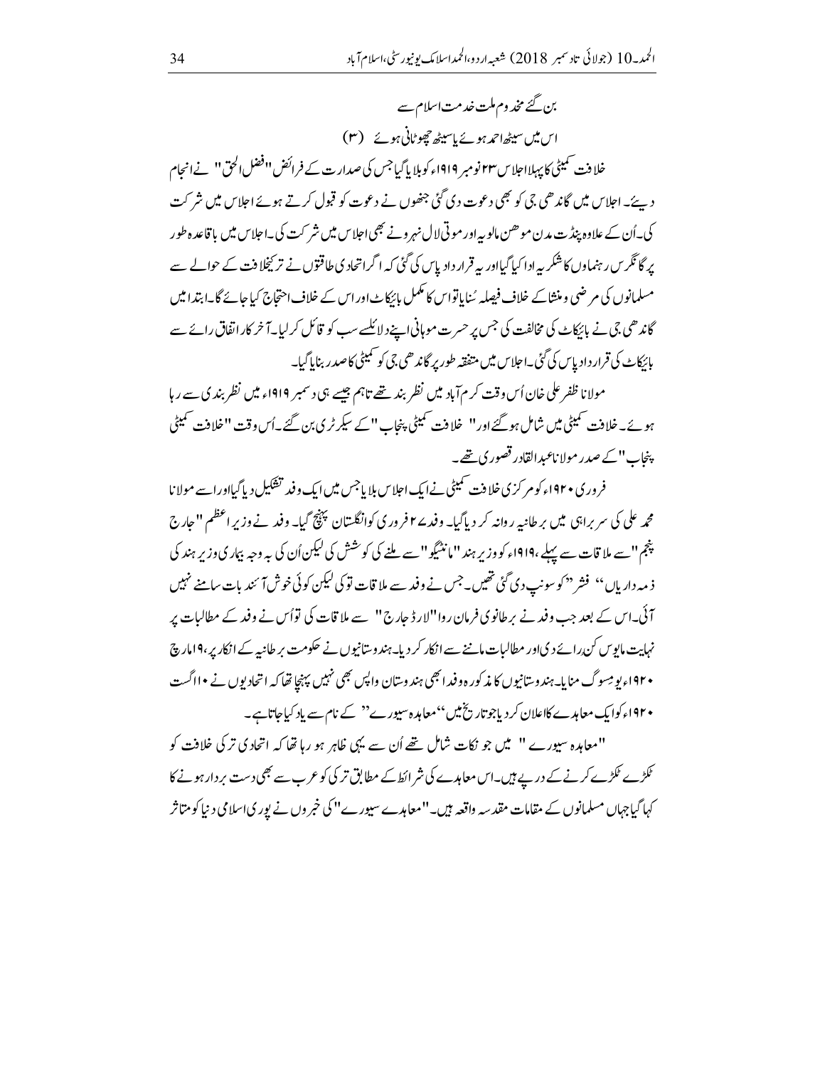بن گئے مخدوم ملت خدمت اسلام سے

اس میں سیٹھ احمد ہوئے یا سیٹھ چھوٹانی ہوئے (۳)

خلافت کمیٹی کا پہلا اجلاس ۲۳ نومبر ۱۹۱۹ء کو بلایا گیا جس کی صدارت کے فرائض "فضل الحق" نے انجام دیئے۔ اجلاس میں گاندھی جی کو بھی دعوت دی گئی جنھوں نے دعوت کو قبول کرتے ہوئے اجلاس میں شرکت کی۔اُن کے علاوہ پنڈت مدن موھن مالویہ اور موتی لال نہرو نے بھی اجلاس میں شرکت کی۔اجلاس میں باقاعدہ طور پر گانگرس رہنماوں کا شکریہ ادا کیا گیا اور یہ قرار داد پاس کی گئی کہ اگر اتحادی طاقتوں نے تر کی خلافت کے حوالے سے مسلمانوں کی مرضی و منشا کے خلاف فیصلہ سُنایا تو اس کا مکمل بائیکاٹ اور اس کے خلاف احتجاج کیا جائے گا۔ابتدا میں گاندھی جی نے بائیکاٹ کی مخالفت کی جس پر حسرت موہانی اپنے دلائل سے سب کو قائل کر لیا۔آخر کار اتفاق رائے سے بائیکاٹ کی قرار داد پاس کی گئی۔اجلاس میں متفقہ طور پر گاندھی جی کو کمیٹی کا صدر بنایا گیا۔

مولانا ظفر علی خان اُس وقت کرم آباد میں نظر بند تھے تاہم جیسے ہی دسمبر ۱۹۱۹ء میں نظر بندی سے رہا ہوئے۔ خلافت کمیٹی میں شامل ہو گئے اور " خلافت کمیٹی پنجاب" کے سیکرٹری بن گئے۔اُس وقت "خلافت کمیٹی پنجاب" کے صدر مولانا عبدالقادر قصوری تھے۔

فروری ۱۹۲۰ء کو مرکزی خلافت کمیٹی نے ایک اجلاس بلایا جس میں ایک وفد تشکیل دیا گیا اور اسے مولانا محمد علی کی سر براہی میں برطانیہ روانہ کر دیا گیا۔ وفد ۲ فروری کو انگلستان پہنچ گیا۔ وفد نے وزیر اعظم "جارج پنجم" سے ملاقات سے پہلے ،۱۹۱۹ء کو وزیر ہند "مانٹیگو" سے ملنے کی کوشش کی لیکن اُن کی بہ وجہ بیماری وزیر ہند کی ذمہ داریاں "فشر" کو سونپ دی گئی تھیں۔جس نے وفد سے ملاقات تو کی لیکن کوئی خوش آئند بات سامنے نہیں آئی۔اس کے بعد جب وفد نے برطانوی فرمان روا "لارڈ جارج" سے ملاقات کی تو اُس نے وفد کے مطالبات پر نہایت مایوس کن رائے دی اور مطالبات ماننے سے انکار کر دیا۔ہندوستانیوں نے حکومت برطانیہ کے انکار پر، ۱۹ مارچ ۱۹۲۰ء یوم سوگ منایا۔ہندوستانیوں کا مذکورہ وفد ابھی ہندوستان واپس بھی نہیں پہنچا تھا کہ اتحادیوں نے ۱۰ اگست ۱۹۲۰ء کو ایک معاہدے کا اعلان کر دیا جو تاریخ میں "معاہدہ سیورے" کے نام سے یاد کیا جاتا ہے۔

"معاہدہ سیورے" میں جو نکات شامل تھے اُن سے یہی ظاہر ہو رہا تھا کہ اتحادی ترکی خلافت کو ٹکڑے ٹکڑے کرنے کے درپے ہیں۔اس معاہدے کی شرائط کے مطابق ترکی کو عرب سے بھی دست بردار ہونے کا کہا گیا جہاں مسلمانوں کے مقامات مقدسہ واقعہ ہیں۔"معاہدے سیورے" کی خبروں نے پوری اسلامی دنیا کو متاثر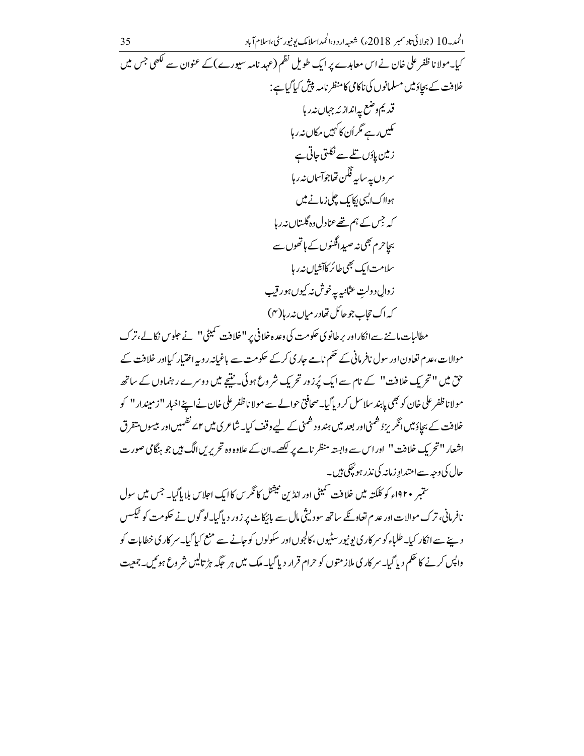کیا۔مولانا ظفر علی خان نے اس معاہدے پر ایک طویل نظم (عہد نامہ سیورے) کے عنوان سے لکھی جس میں خلافت کے بچاؤ میں مسلمانوں کی ناکامی کا منظر نامہ پیش کیا گیا ہے:

قدیم وضع پہ اندازِ جہاں نہ رہا
مکیں رہے مگر اُن کا کہیں مکاں نہ رہا
زمین پاؤں تلے سے نکلتی جاتی ہے
سروں پہ سایہ فگن تھا جو آسماں نہ رہا
ہوا اک ایسی یکا یک چلی زمانے میں
کہ جس کے ہم تھے عنادل وہ گلستاں نہ رہا
بچا حرم بھی نہ صید افگنوں کے ہاتھوں سے
سلامت ایک بھی طائر کا آشیاں نہ رہا
زوالِ دولتِ عثمانیہ پہ خوش نہ کیوں ہو رقیب
کہ اک حجاب جو حائل تھا درمیاں نہ رہا(۴)

مطالبات ماننے سے انکار اور برطانوی حکومت کی وعدہ خلافی پر "خلافت کمیٹی" نے جلوس نکالے، ترک موالات، عدم تعاون اور سول نافرمانی کے حکم نامے جاری کر کے حکومت سے باغیانہ رویہ اختیار کیا اور خلافت کے حق میں "تحریک خلافت" کے نام سے ایک پُر زور تحریک شروع ہوئی۔ نتیجے میں دوسرے رہنماؤں کے ساتھ مولانا ظفر علی خان کو بھی پابند سلاسل کر دیا گیا۔ صحافتی حوالے سے مولانا ظفر علی خان نے اپنے اخبار "زمیندار" کو خلافت کے بچاؤ میں انگریز دشمنی اور بعد میں ہندو دشمنی کے لیے وقف کیا۔ شاعری میں ۲۷ نظمیں اور بیسوں متفرق اشعار "تحریک خلافت" اور اس سے وابستہ منظر نامے پر لکھے۔ ان کے علاوہ وہ تحریریں الگ ہیں جو ہنگامی صورت حال کی وجہ سے امتدادِ زمانہ کی نذر ہو چکی ہیں۔

ستمبر ۱۹۲۰ء کو کلکتہ میں خلافت کمیٹی اور انڈین نیشنل کانگرس کا ایک اجلاس بلایا گیا۔ جس میں سول نافرمانی، ترک موالات اور عدم تعاون کے ساتھ سودیشی مال سے بائیکاٹ پر زور دیا گیا۔ لوگوں نے حکومت کو ٹیکس دینے سے انکار کیا۔ طلباء کو سرکاری یونیورسٹیوں، کالجوں اور سکولوں کو جانے سے منع کیا گیا۔ سرکاری خطابات کو واپس کرنے کا حکم دیا گیا۔ سرکاری ملازمتوں کو حرام قرار دیا گیا۔ ملک میں ہر جگہ ہڑتالیں شروع ہوئیں۔ جمعیت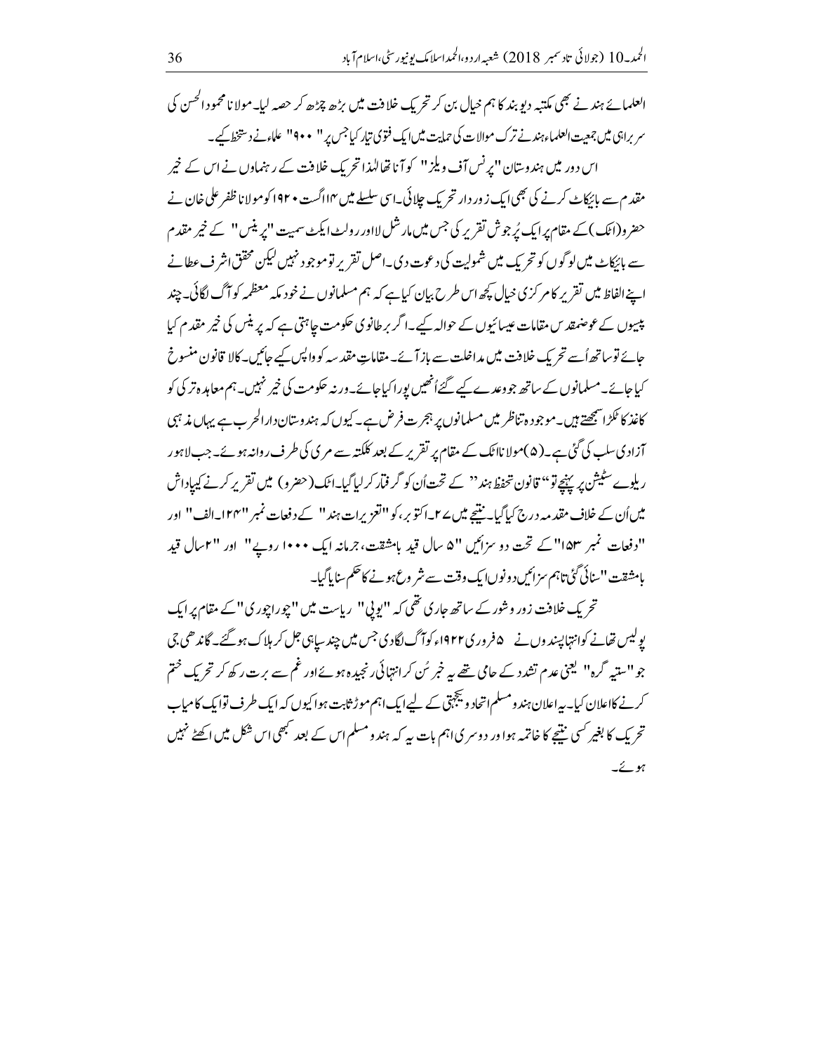العلمائے ہند نے بھی مکتبہ دیو بند کا ہم خیال بن کر تحریک خلافت میں بڑھ چڑھ کر حصہ لیا۔ مولانا محمود الحسن کی سر براہی میں جمعیت العلماء ہند نے ترک موالات کی حمایت میں ایک فتویٰ تیار کیا جس پر "۹۰۰" علماء نے دستخط کیے۔

اس دور میں ہندوستان "پرنس آف ویلز" کو آنا تھا لہٰذا تحریک خلافت کے رہنماؤں نے اس کے خیر مقدم سے بائیکاٹ کرنے کی بھی ایک زوردار تحریک چلائی۔ اسی سلسلے میں ۱۴ اگست ۱۹۲۰ کو مولانا ظفر علی خان نے حضرو (اٹک) کے مقام پر ایک پُرجوش تقریر کی جس میں مارشل لا اور رولٹ ایکٹ سمیت "پرنس" کے خیر مقدم سے بائیکاٹ میں لوگوں کو تحریک میں شمولیت کی دعوت دی۔ اصل تقریر تو موجود نہیں لیکن محقق اشرف عطا نے اپنے الفاظ میں تقریر کا مرکزی خیال کچھ اس طرح بیان کیا ہے کہ ہم مسلمانوں نے خود مکہ معظمہ کو آگ لگائی۔ چند پیسوں کے عوض مقدس مقامات عیسائیوں کے حوالہ کیے۔ اگر برطانوی حکومت چاہتی ہے کہ پرنس کی خیر مقدم کیا جائے تو ساتھ اُسے تحریک خلافت میں مداخلت سے باز آئے۔ مقاماتِ مقدسہ کو واپس کیے جائیں۔ کالا قانون منسوخ کیا جائے۔ مسلمانوں کے ساتھ جو وعدے کیے گئے اُنھیں پورا کیا جائے۔ ورنہ حکومت کی خیر نہیں۔ ہم معاہدہ ترکی کو کاغذ کا ٹکڑا سمجھتے ہیں۔ موجودہ تناظر میں مسلمانوں پر ہجرت فرض ہے۔ کیوں کہ ہندوستان دارالحرب ہے یہاں مذہبی آزادی سلب کی گئی ہے۔ (۵) مولانا اٹک کے مقام پر تقریر کے بعد کلکتہ سے مری کی طرف روانہ ہوئے۔ جب لاہور ریلوے سٹیشن پر پہنچے تو "قانون تحفظ ہند" کے تحت اُن کو گرفتار کر لیا گیا۔ اٹک (حضرو) میں تقریر کرنے کی پاداش میں اُن کے خلاف مقدمہ درج کیا گیا۔ نتیجے میں ۲۷۔ اکتوبر، کو "تعزیرات ہند" کے دفعات نمبر "۱۲۴۔ الف" اور "دفعات نمبر ۱۵۳" کے تحت دو سزائیں "۵ سال قید بامشقت، جرمانہ ایک ۱۰۰۰ روپے" اور "۲ سال قید بامشقت" سنائی گئی تاہم سزائیں دونوں ایک وقت سے شروع ہونے کا حکم سنایا گیا۔

تحریک خلافت زور و شور کے ساتھ جاری تھی کہ "یوپی" ریاست میں "چوراچوری" کے مقام پر ایک پولیس تھانے کو انتہا پسندوں نے ۵ فروری ۱۹۲۲ء کو آگ لگا دی جس میں چند سپاہی جل کر ہلاک ہو گئے۔ گاندھی جی جو "ستیہ گرہ" یعنی عدم تشدد کے حامی تھے یہ خبر سُن کر انتہائی رنجیدہ ہوئے اور غم سے برت رکھ کر تحریک ختم کرنے کا اعلان کیا۔ یہ اعلان ہندو مسلم اتحاد و یکجہتی کے لیے ایک اہم موڑ ثابت ہوا کیوں کہ ایک طرف تو ایک کامیاب تحریک کا بغیر کسی نتیجے کا خاتمہ ہوا اور دوسری اہم بات یہ کہ ہندو مسلم اس کے بعد کبھی اس شکل میں اکٹھے نہیں ہوئے۔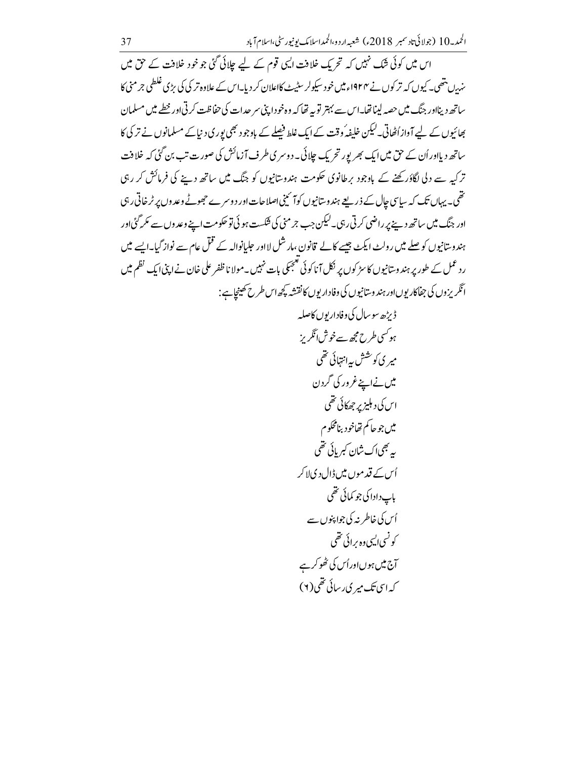اس میں کوئی شک نہیں کہ تحریک خلافت ایسی قوم کے لیے چلائی گئی جو خود خلافت کے حق میں نہیں تھی۔ کیوں کہ ترکوں نے ۱۹۲۴ء میں خود سیکولر سٹیٹ کا اعلان کر دیا۔ اس کے علاوہ ترکی کی بڑی غلطی جرمنی کا ساتھ دینا اور جنگ میں حصہ لینا تھا۔ اس سے بہتر تو یہ تھا کہ وہ خود اپنی سرحدات کی حفاظت کرتی اور خطے میں مسلمان بھائیوں کے لیے آواز اُٹھاتی۔ لیکن خلیفۂ وقت کے ایک غلط فیصلے کے باوجود بھی پوری دنیا کے مسلمانوں نے ترکی کا ساتھ دیا اور اُن کے حق میں ایک بھرپور تحریک چلائی۔ دوسری طرف آزمائش کی صورت تب بن گئی کہ خلافت ترکیہ سے دلی لگاؤ رکھنے کے باوجود برطانوی حکومت ہندوستانیوں کو جنگ میں ساتھ دینے کی فرمائش کر رہی تھی۔ یہاں تک کہ سیاسی چال کے ذریعے ہندوستانیوں کو آئینی اصلاحات اور دوسرے جھوٹے وعدوں پر ٹرخاتی رہی اور جنگ میں ساتھ دینے پر راضی کرتی رہی۔ لیکن جب جرمنی کی شکست ہوئی تو حکومت اپنے وعدوں سے مکر گئی اور ہندوستانیوں کو صلے میں رولٹ ایکٹ جیسے کالے قانون، مارشل لا اور جلیانوالہ کے قتل عام سے نوازا گیا۔ ایسے میں ردعمل کے طور پر ہندوستانیوں کا سڑکوں پر نکل آنا کوئی تعجب کی بات نہیں۔ مولانا ظفر علی خان نے اپنی ایک نظم میں انگریزوں کی جفاکاریوں اور ہندوستانیوں کی وفاداریوں کا نقشہ کچھ اس طرح کھینچا ہے:

ڈیڑھ سو سال کی وفاداریوں کا صلہ

ہو کسی طرح مجھ سے خوش انگریز

میری کوشش یہ انتہائی تھی

میں نے اپنے غرور کی گردن

اس کی دہلیز پر جھکائی تھی

میں جو حاکم تھا خود بنا محکوم

یہ بھی اک شان کبریائی تھی

اُس کے قدموں میں ڈال دی لا کر

باپ دادا کی جو کمائی تھی

اُس کی خاطر نہ کی جو اپنوں سے

کونسی ایسی وہ برائی تھی

آج میں ہوں اور اُس کی ٹھوکر ہے

کہ اسی تک میری رسائی تھی(۶)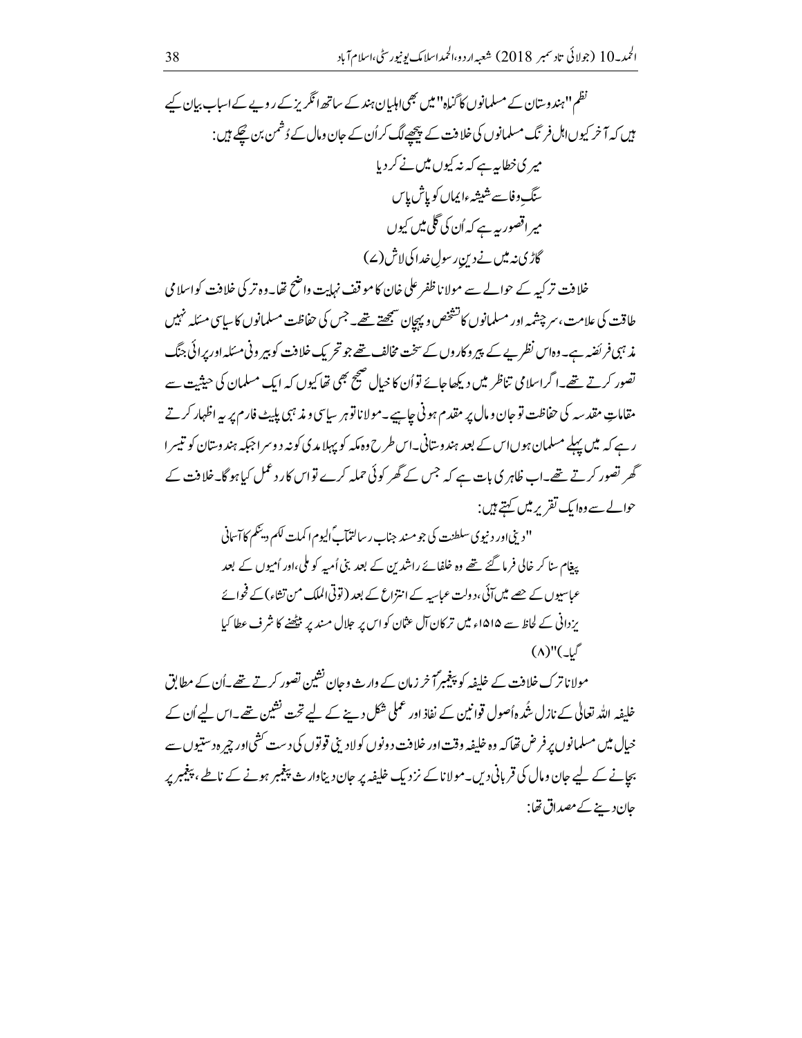نظم "ہندوستان کے مسلمانوں کا گناہ" میں بھی اہلیانِ ہند کے ساتھ انگریز کے رویے کے اسباب بیان کیے ہیں کہ آخر کیوں اہلِ فرنگ مسلمانوں کی خلافت کے پیچھے لگ کر اُن کے جان و مال کے دُشمن بن چکے ہیں:

میری خطا یہ ہے کہ نہ کیوں میں نے کر دیا
سنگِ وفا سے شیشہء ایماں کو پاش پاش
میرا قصور یہ ہے کہ اُن کی گلی میں کیوں
گاڑی نہ میں نے دینِ رسولِ خدا کی لاش (۷)

خلافت ترکیہ کے حوالے سے مولانا ظفر علی خان کا موقف نہایت واضح تھا۔ وہ ترکی خلافت کو اسلامی طاقت کی علامت، سرچشمہ اور مسلمانوں کا تشخص و پہچان سمجھتے تھے۔ جس کی حفاظت مسلمانوں کا سیاسی مسئلہ نہیں مذہبی فریضہ ہے۔ وہ اس نظریے کے پیروکاروں کے سخت مخالف تھے جو تحریک خلافت کو بیرونی مسئلہ اور پرائی جنگ تصور کرتے تھے۔ اگر اسلامی تناظر میں دیکھا جائے تو اُن کا خیال صحیح بھی تھا کیوں کہ ایک مسلمان کی حیثیت سے مقاماتِ مقدسہ کی حفاظت تو جان و مال پر مقدم ہونی چاہیے۔ مولانا تو ہر سیاسی و مذہبی پلیٹ فارم پر یہ اظہار کرتے رہے کہ میں پہلے مسلمان ہوں اس کے بعد ہندوستانی۔ اس طرح وہ مکہ کو پہلا مدینہ کو دوسرا جبکہ ہندوستان کو تیسرا گھر تصور کرتے تھے۔ اب ظاہری بات ہے کہ جس کے گھر کوئی حملہ کرے تو اس کا ردِ عمل کیا ہو گا۔ خلافت کے حوالے سے وہ ایک تقریر میں کہتے ہیں:

"دینی اور دنیوی سلطنت کی جو مسند جناب رسالتمآبؐ الیوم اکملت لکم دینکم کا آسمانی پیغام سنا کر خالی فرما گئے تھے وہ خلفائے راشدین کے بعد بنی اُمیہ کو ملی، اور اُمیوں کے بعد عباسیوں کے حصے میں آئی، دولت عباسیہ کے انتزاع کے بعد (توتی الملک من تشاء) کے فحوائے یزدانی کے لحاظ سے ۱۵۱۵ء میں ترکان آلِ عثمان کو اس پر جلال مسند پر بیٹھنے کا شرف عطا کیا گیا۔"(۸)

مولانا ترک خلافت کے خلیفہ کو پیغمبرؐ آخر زمان کے وارث و جانشین تصور کرتے تھے۔ اُن کے مطابق خلیفہ اللہ تعالیٰ کے نازل شُدہ اُصول قوانین کے نفاذ اور عملی شکل دینے کے لیے تخت نشین تھے۔ اس لیے اُن کے خیال میں مسلمانوں پر فرض تھا کہ وہ خلیفہ وقت اور خلافت دونوں کو لادینی قوتوں کی دست کشی اور چیرہ دستیوں سے بچانے کے لیے جان و مال کی قربانی دیں۔ مولانا کے نزدیک خلیفہ پر جان دینا وارث پیغمبر ہونے کے ناطے، پیغمبر پر جان دینے کے مصداق تھا: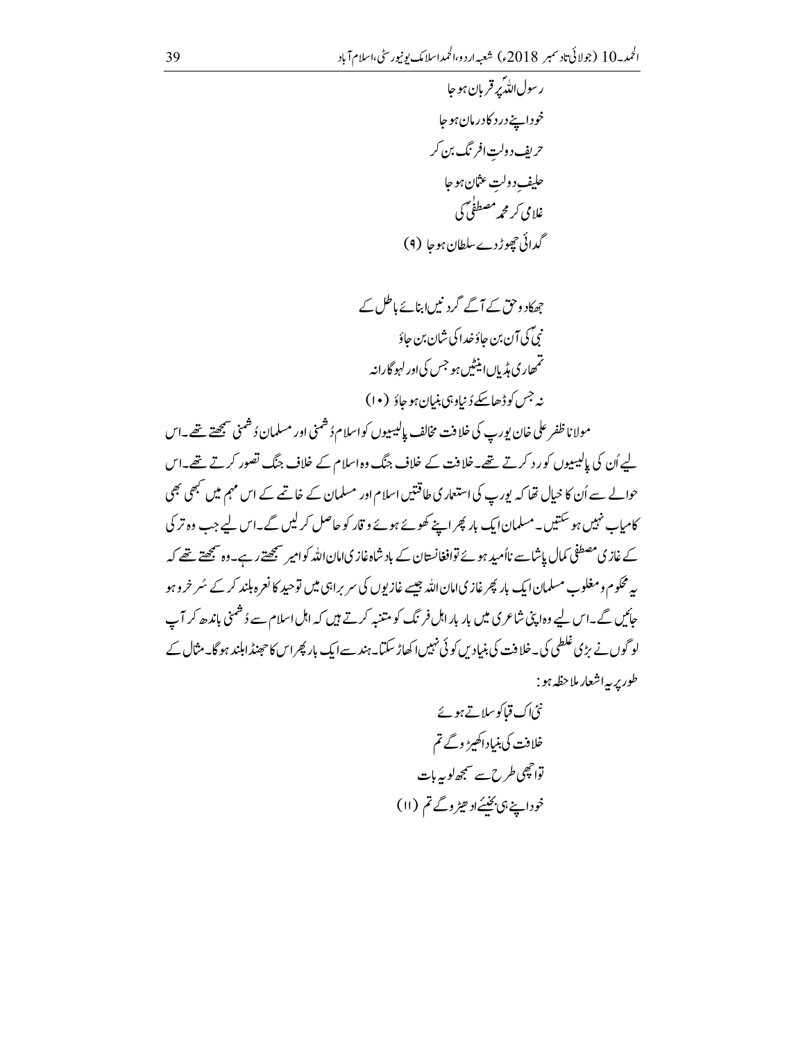رسول اللہؐ پر قربان ہو جا
خود اپنے درد کا درماں ہو جا
حریف دولتِ افرنگ بن کر
حلیفِ دولتِ عثماں ہو جا
غلامی کر محمد مصطفیٰؐ کی
گدائی چھوڑ دے سلطان ہو جا (۹)

جھکا دو حق کے آگے گردنیں ابنائے باطل کے
نبیؐ کی آن بن جاؤ خدا کی شان بن جاؤ
تمھاری ہڈیاں اینٹیں ہو جس کی اور لہو گارا نہ
نہ جس کو ڈھا سکے دُنیا وہی بنیان ہو جاؤ (۱۰)

مولانا ظفر علی خان یورپ کی خلافت مخالف پالیسیوں کو اسلام دُشمنی اور مسلمان دُشمنی سمجھتے تھے۔اس لیے اُن کی پالیسیوں کو رد کرتے تھے۔خلافت کے خلاف جنگ وہ اسلام کے خلاف جنگ تصور کرتے تھے۔اس حوالے سے اُن کا خیال تھا کہ یورپ کی استعماری طاقتیں اسلام اور مسلمان کے خاتمے کے اس مہم میں کبھی بھی کامیاب نہیں ہو سکتیں۔مسلمان ایک بار پھر اپنے کھوئے ہوئے وقار کو حاصل کر لیں گے۔اس لیے جب وہ ترکی کے غازی مصطفی کمال پاشا سے نااُمید ہوئے تو افغانستان کے بادشاہ غازی امان اللہ کو امیر سمجھتے رہے۔وہ سمجھتے تھے کہ یہ محکوم و مغلوب مسلمان ایک بار پھر غازی امان اللہ جیسے غازیوں کی سربراہی میں توحید کا نعرہ بلند کر کے سُرخرو ہو جائیں گے۔اس لیے وہ اپنی شاعری میں بار بار اہل فرنگ کو متنبہ کرتے ہیں کہ اہل اسلام سے دُشمنی باندھ کر آپ لوگوں نے بڑی غلطی کی۔خلافت کی بنیادیں کوئی نہیں اکھاڑ سکتا۔ہند سے ایک بار پھر اس کا جھنڈا بلند ہو گا۔مثال کے طور پر یہ اشعار ملاحظہ ہو:

نئی اک قبا کو سلاتے ہوئے
خلافت کی بنیاد اکھیڑو گے تم
تو اچھی طرح سے سمجھ لو یہ بات
خود اپنے ہی بخیئے ادھیڑو گے تم (۱۱)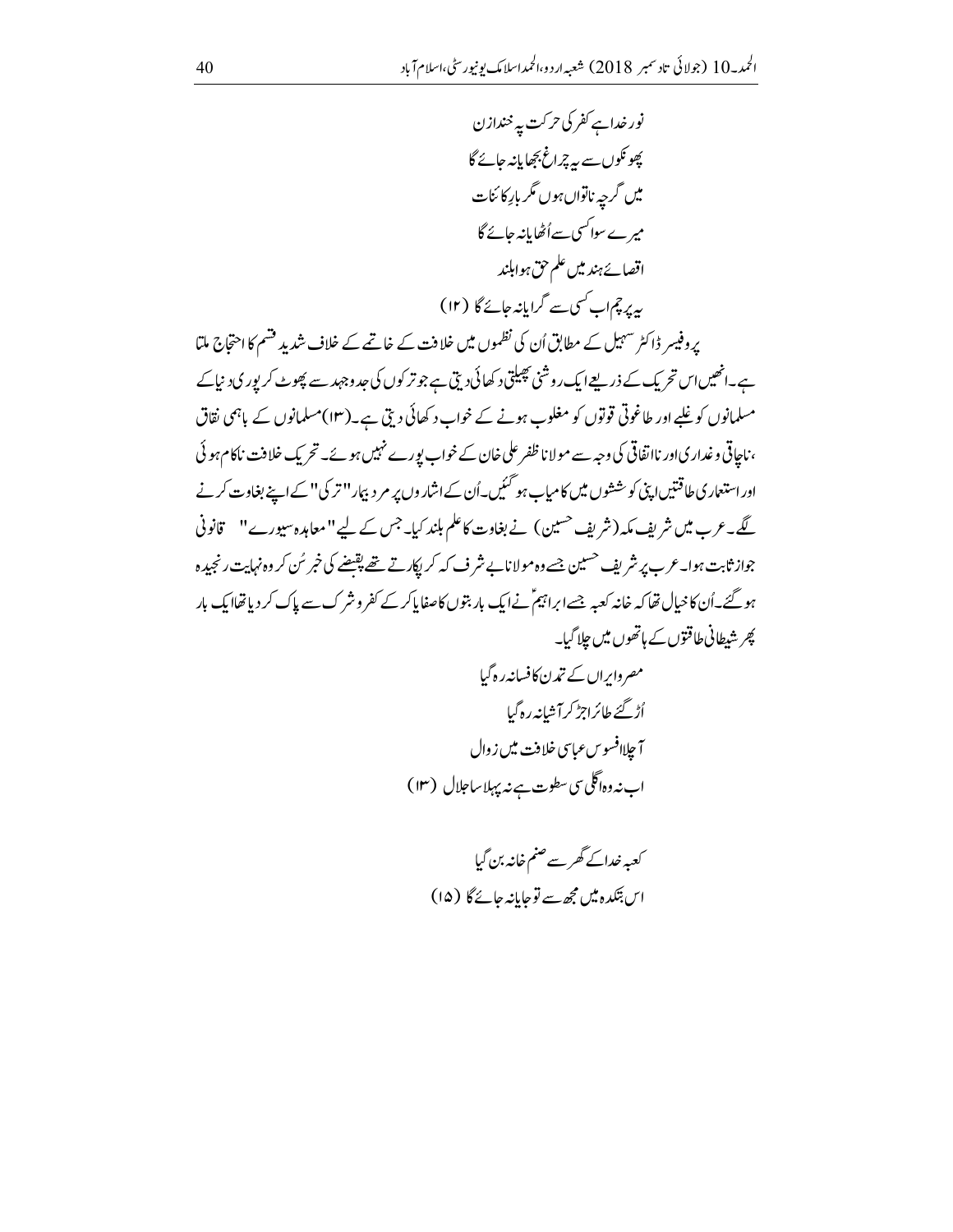نور خدا ہے کفر کی حرکت پہ خندہ زن
پھونکوں سے یہ چراغ بجھایا نہ جائے گا
میں گرچہ ناتواں ہوں مگر بارِ کائنات
میرے سوا کسی سے اُٹھایا نہ جائے گا
اقصائے ہند میں علم حق ہوا بلند
یہ پرچم اب کسی سے گرایا نہ جائے گا (۱۲)

پروفیسر ڈاکٹر سہیل کے مطابق اُن کی نظموں میں خلافت کے خاتمے کے خلاف شدید قسم کا احتجاج ملتا ہے۔ انھیں اس تحریک کے ذریعے ایک روشنی پھیلتی دکھائی دیتی ہے جو ترکوں کی جدوجہد سے پھوٹ کر پوری دنیا کے مسلمانوں کو غلبے اور طاغوتی قوتوں کو مغلوب ہونے کے خواب دکھائی دیتی ہے۔(۱۳) مسلمانوں کے باہمی نفاق ، ناچاقی و غداری اور نااتفاقی کی وجہ سے مولانا ظفر علی خان کے خواب پورے نہیں ہوئے۔ تحریک خلافت ناکام ہوئی اور استعماری طاقتیں اپنی کوششوں میں کامیاب ہو گئیں۔ اُن کے اشاروں پر مرد بیمار "ترکی" کے اپنے بغاوت کرنے لگے۔ عرب میں شریف مکہ (شریف حسین) نے بغاوت کا علم بلند کیا۔ جس کے لیے "معاہدہ سیورے" قانونی جواز ثابت ہوا۔ عرب پر شریف حسین جسے وہ مولانا بے شرف کہہ کر پکارتے تھے قبضے کی خبر سُن کر وہ نہایت رنجیدہ ہو گئے۔ اُن کا خیال تھا کہ خانہ کعبہ جسے ابراہیمؑ نے ایک بار بتوں کا صفایا کر کے کفر و شرک سے پاک کر دیا تھا ایک بار پھر شیطانی طاقتوں کے ہاتھوں میں چلا گیا۔

مصر و ایراں کے تمدن کا فسانہ رہ گیا
اُڑ گئے طائر اجڑ کر آشیانہ رہ گیا
آ چلا افسوس عباسی خلافت میں زوال
اب نہ وہ اگلی سی سطوت ہے نہ پہلا سا جلال (۱۴)

کعبہ خدا کے گھر سے صنم خانہ بن گیا
اس بتکدہ میں مجھ سے تو جایا نہ جائے گا (۱۵)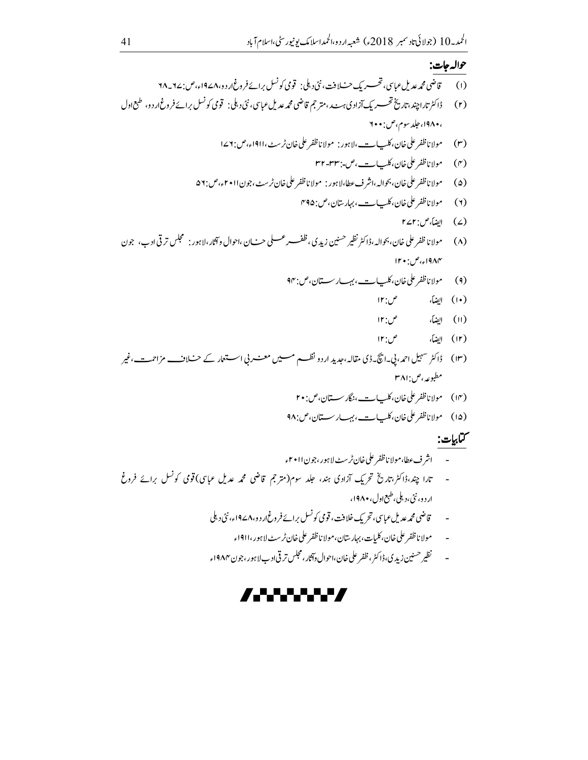## حوالہ جات:

(۱) قاضی محمد عدیل عباسی، تحریک خلافت، نئی دہلی: قومی کونسل برائے فروغ اردو، ۱۹۷۸ء، ص: ۶۷۔۶۸

(۲) ڈاکٹر تاراچند، تاریخ تحریک آزادی ہند، مترجم قاضی محمد عدیل عباسی، نئی دہلی: قومی کونسل برائے فروغ اردو، طبع اول، ۱۹۸۰ء، جلد سوم، ص: ۶۰۰

(۳) مولانا ظفر علی خان، کلیات، لاہور: مولانا ظفر علی خان ٹرسٹ، ۱۹۱۱ء، ص: ۱۷۶

(۴) مولانا ظفر علی خان، کلیات، ص: ۳۳۔۳۲

(۵) مولانا ظفر علی خان، بحوالہ، اشرف عطا، لاہور: مولانا ظفر علی خان ٹرسٹ، جون ۲۰۱۱ء، ص: ۵۶

(۶) مولانا ظفر علی خان، کلیات، بہارستان، ص: ۴۹۵

(۷) ایضاً، ص: ۲۷۲

(۸) مولانا ظفر علی خان، بحوالہ، ڈاکٹر نظیر حسنین زیدی، ظفر علی خان، احوال و آثار، لاہور: مجلس ترقی ادب، جون ۱۹۸۴ء، ص: ۱۲۰

(۹) مولانا ظفر علی خان، کلیات، بہارستان، ص: ۹۴

(۱۰) ایضاً، ص: ۱۲

(۱۱) ایضاً، ص: ۱۲

(۱۲) ایضاً، ص: ۱۲

(۱۳) ڈاکٹر سہیل احمد، پی۔ایچ۔ڈی مقالہ، جدید اردو نظم میں مغربی استعمار کے خلاف مزاحمت، غیر مطبوعہ، ص: ۳۸۱

(۱۴) مولانا ظفر علی خان، کلیات، نگارستان، ص: ۲۰

(۱۵) مولانا ظفر علی خان، کلیات، بہارستان، ص: ۹۸

## کتابیات:

- اشرف عطا، مولانا ظفر علی خان ٹرسٹ لاہور، جون ۲۰۱۱ء
- تارا چند، ڈاکٹر، تاریخ تحریک آزادی ہند، جلد سوم (مترجم قاضی محمد عدیل عباسی) قومی کونسل برائے فروغ اردو، نئی دہلی، طبع اول، ۱۹۸۰ء،
- قاضی محمد عدیل عباسی، تحریک خلافت، قومی کونسل برائے فروغ اردو، ۱۹۷۸ء، نئی دہلی
- مولانا ظفر علی خان، کلیات، بہارستان، مولانا ظفر علی خان ٹرسٹ لاہور، ۱۹۱۱ء
- نظیر حسنین زیدی، ڈاکٹر، ظفر علی خان، احوال و آثار، مجلس ترقی ادب لاہور، جون ۱۹۸۴ء